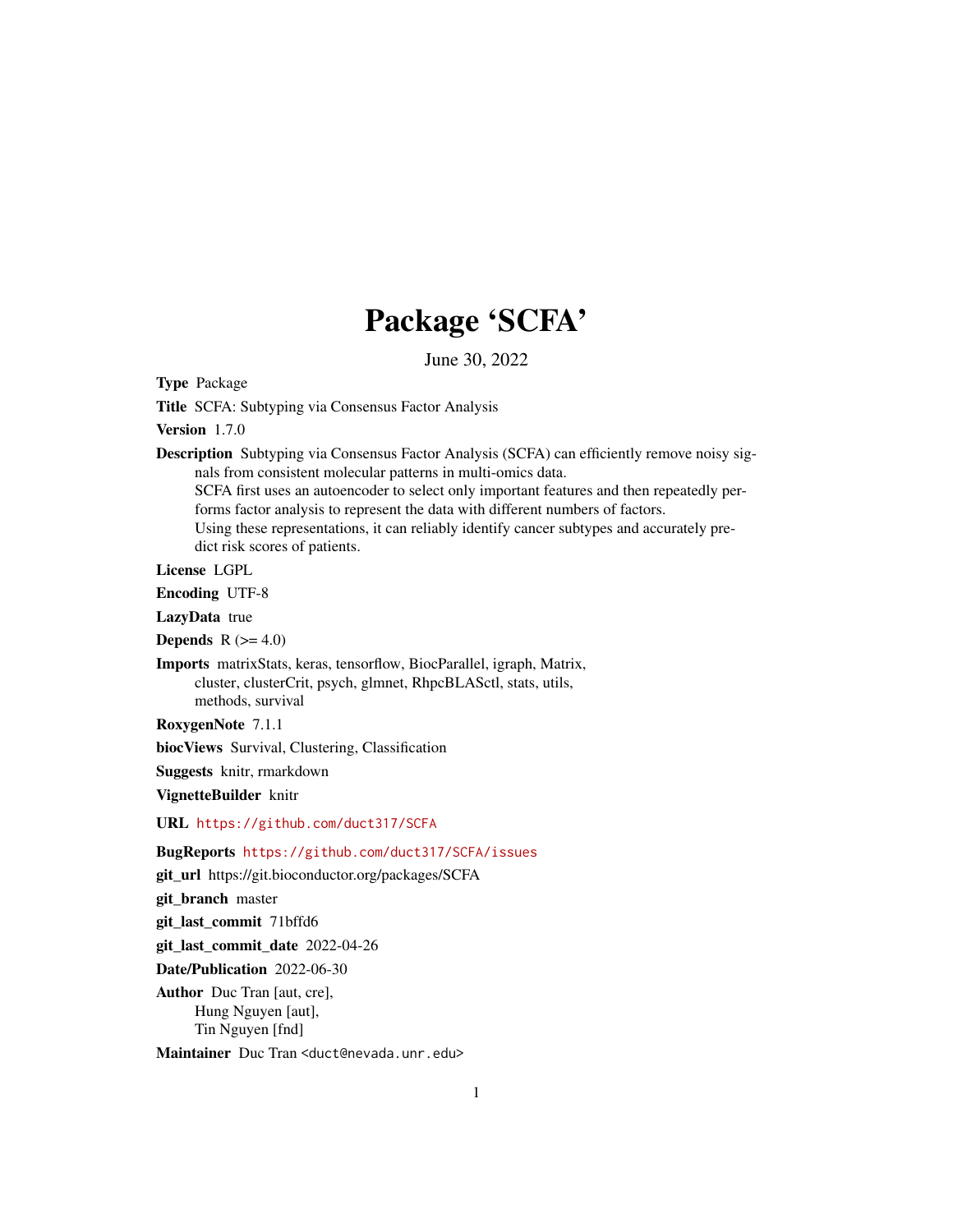# Package 'SCFA'

June 30, 2022

**Type** Package

**Title** SCFA: Subtyping via Consensus Factor Analysis

**Version** 1.7.0

**Description** Subtyping via Consensus Factor Analysis (SCFA) can efficiently remove noisy signals from consistent molecular patterns in multi-omics data.
SCFA first uses an autoencoder to select only important features and then repeatedly performs factor analysis to represent the data with different numbers of factors.
Using these representations, it can reliably identify cancer subtypes and accurately predict risk scores of patients.

**License** LGPL

**Encoding** UTF-8

**LazyData** true

**Depends** R (>= 4.0)

**Imports** matrixStats, keras, tensorflow, BiocParallel, igraph, Matrix, cluster, clusterCrit, psych, glmnet, RhpcBLASctl, stats, utils, methods, survival

**RoxygenNote** 7.1.1

**biocViews** Survival, Clustering, Classification

**Suggests** knitr, rmarkdown

**VignetteBuilder** knitr

**URL** https://github.com/duct317/SCFA

**BugReports** https://github.com/duct317/SCFA/issues

**git_url** https://git.bioconductor.org/packages/SCFA

**git_branch** master

**git_last_commit** 71bffd6

**git_last_commit_date** 2022-04-26

**Date/Publication** 2022-06-30

**Author** Duc Tran [aut, cre],
Hung Nguyen [aut],
Tin Nguyen [fnd]

**Maintainer** Duc Tran <duct@nevada.unr.edu>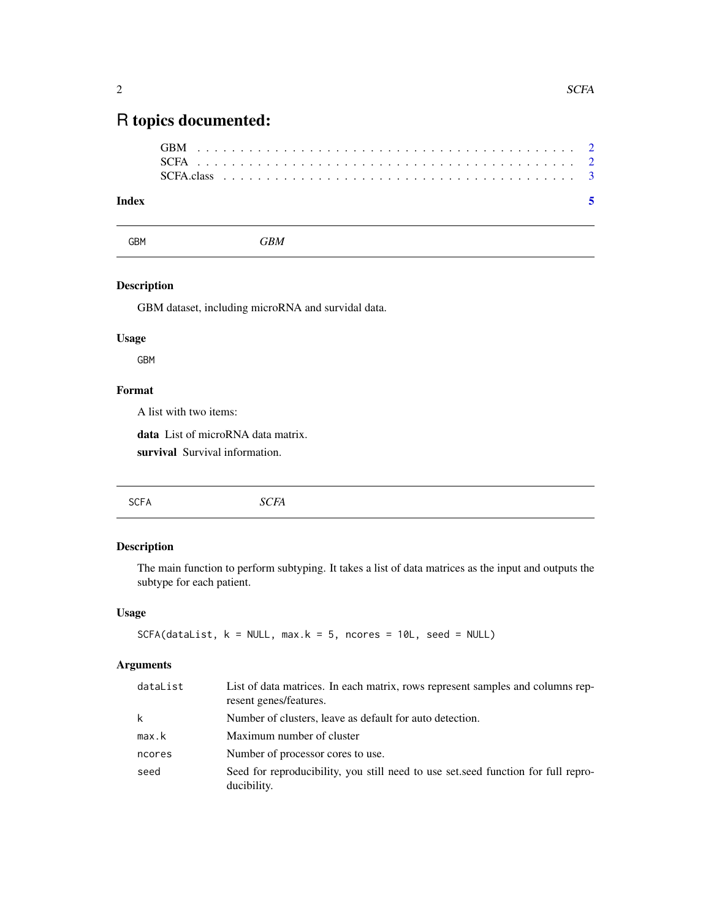# R topics documented:

GBM . . . . . . . . . . . . . . . . . . . . . . . . . . . . . . . . . . . . . . . . 2
SCFA . . . . . . . . . . . . . . . . . . . . . . . . . . . . . . . . . . . . . . . . 2
SCFA.class . . . . . . . . . . . . . . . . . . . . . . . . . . . . . . . . . . . . . 3

**Index** **5**

---

## GBM — *GBM*

---

### Description

GBM dataset, including microRNA and survidal data.

### Usage

```
GBM
```

### Format

A list with two items:

**data** List of microRNA data matrix.

**survival** Survival information.

---

## SCFA — *SCFA*

---

### Description

The main function to perform subtyping. It takes a list of data matrices as the input and outputs the subtype for each patient.

### Usage

```
SCFA(dataList, k = NULL, max.k = 5, ncores = 10L, seed = NULL)
```

### Arguments

| | |
|---|---|
| `dataList` | List of data matrices. In each matrix, rows represent samples and columns represent genes/features. |
| `k` | Number of clusters, leave as default for auto detection. |
| `max.k` | Maximum number of cluster |
| `ncores` | Number of processor cores to use. |
| `seed` | Seed for reproducibility, you still need to use set.seed function for full reproducibility. |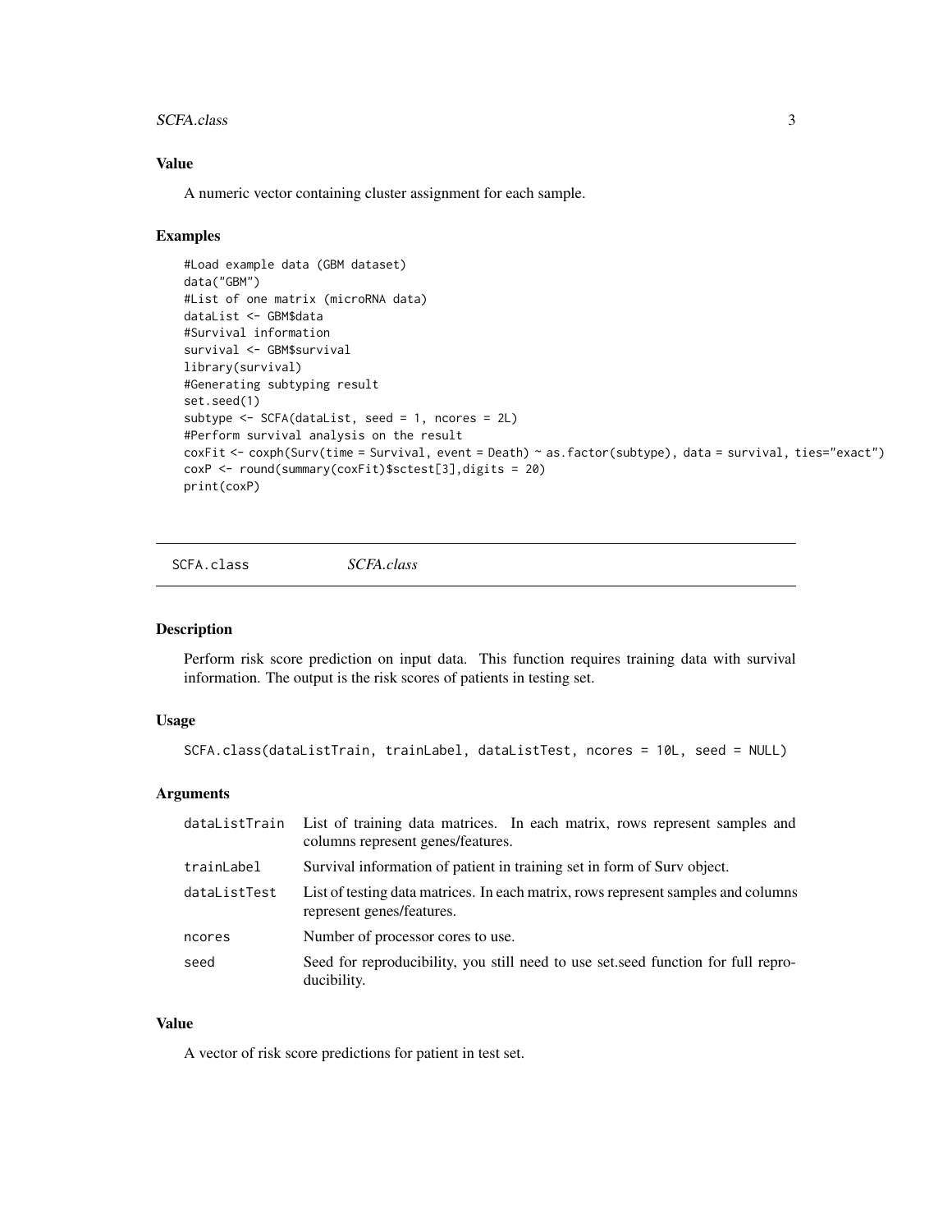### Value

A numeric vector containing cluster assignment for each sample.

### Examples

```
#Load example data (GBM dataset)
data("GBM")
#List of one matrix (microRNA data)
dataList <- GBM$data
#Survival information
survival <- GBM$survival
library(survival)
#Generating subtyping result
set.seed(1)
subtype <- SCFA(dataList, seed = 1, ncores = 2L)
#Perform survival analysis on the result
coxFit <- coxph(Surv(time = Survival, event = Death) ~ as.factor(subtype), data = survival, ties="exact")
coxP <- round(summary(coxFit)$sctest[3],digits = 20)
print(coxP)
```

---

## SCFA.class &nbsp;&nbsp;&nbsp;&nbsp; *SCFA.class*

---

### Description

Perform risk score prediction on input data. This function requires training data with survival information. The output is the risk scores of patients in testing set.

### Usage

```
SCFA.class(dataListTrain, trainLabel, dataListTest, ncores = 10L, seed = NULL)
```

### Arguments

| | |
|---|---|
| dataListTrain | List of training data matrices. In each matrix, rows represent samples and columns represent genes/features. |
| trainLabel | Survival information of patient in training set in form of Surv object. |
| dataListTest | List of testing data matrices. In each matrix, rows represent samples and columns represent genes/features. |
| ncores | Number of processor cores to use. |
| seed | Seed for reproducibility, you still need to use set.seed function for full reproducibility. |

### Value

A vector of risk score predictions for patient in test set.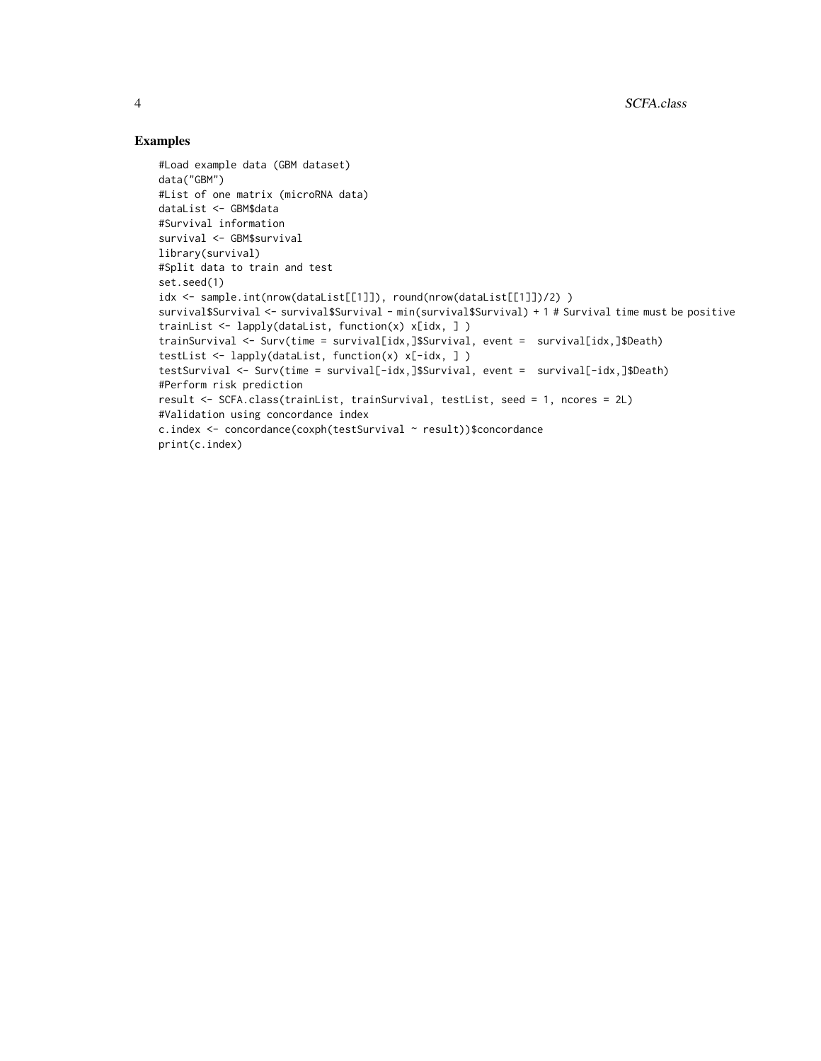## Examples

```
#Load example data (GBM dataset)
data("GBM")
#List of one matrix (microRNA data)
dataList <- GBM$data
#Survival information
survival <- GBM$survival
library(survival)
#Split data to train and test
set.seed(1)
idx <- sample.int(nrow(dataList[[1]]), round(nrow(dataList[[1]])/2) )
survival$Survival <- survival$Survival - min(survival$Survival) + 1 # Survival time must be positive
trainList <- lapply(dataList, function(x) x[idx, ] )
trainSurvival <- Surv(time = survival[idx,]$Survival, event =  survival[idx,]$Death)
testList <- lapply(dataList, function(x) x[-idx, ] )
testSurvival <- Surv(time = survival[-idx,]$Survival, event =  survival[-idx,]$Death)
#Perform risk prediction
result <- SCFA.class(trainList, trainSurvival, testList, seed = 1, ncores = 2L)
#Validation using concordance index
c.index <- concordance(coxph(testSurvival ~ result))$concordance
print(c.index)
```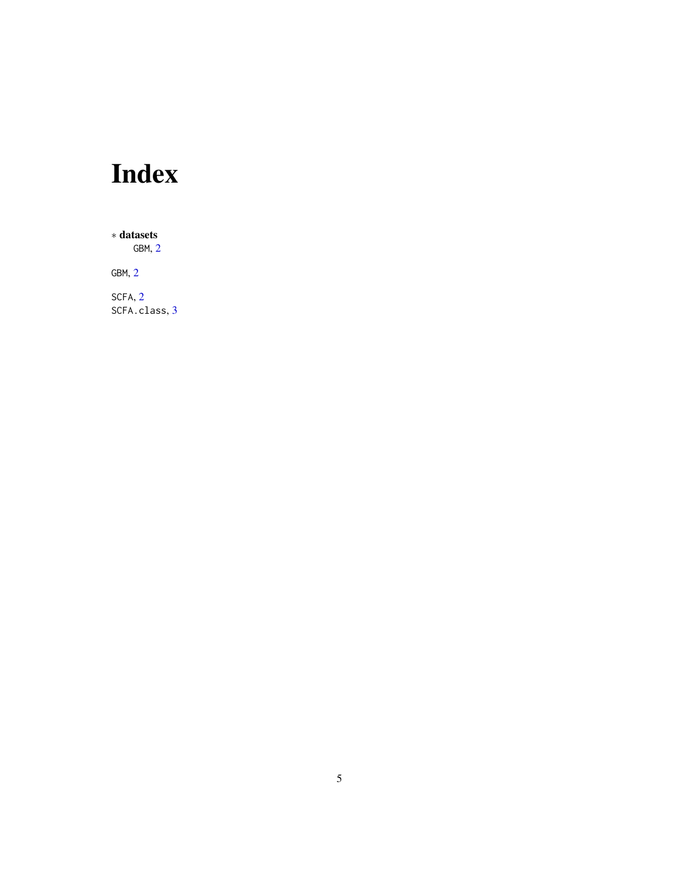# Index

∗ **datasets**
    GBM, 2

GBM, 2

SCFA, 2
SCFA.class, 3